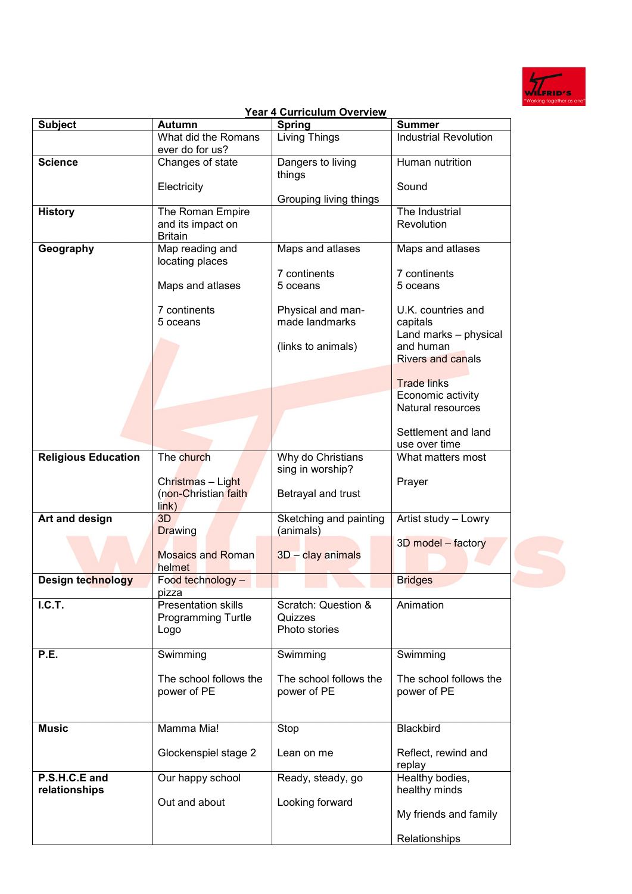## Year 4 Curriculum Overview

| Subject | Autumn | Spring | Summer |
|---|---|---|---|
| | What did the Romans ever do for us? | Living Things | Industrial Revolution |
| **Science** | Changes of state<br><br>Electricity | Dangers to living things<br><br>Grouping living things | Human nutrition<br><br>Sound |
| **History** | The Roman Empire and its impact on Britain | | The Industrial Revolution |
| **Geography** | Map reading and locating places<br><br>Maps and atlases<br><br>7 continents<br>5 oceans | Maps and atlases<br><br>7 continents<br>5 oceans<br><br>Physical and man-made landmarks<br><br>(links to animals) | Maps and atlases<br><br>7 continents<br>5 oceans<br><br>U.K. countries and capitals<br>Land marks – physical and human<br>Rivers and canals<br><br>Trade links<br>Economic activity<br>Natural resources<br><br>Settlement and land use over time |
| **Religious Education** | The church<br><br>Christmas – Light (non-Christian faith link) | Why do Christians sing in worship?<br><br>Betrayal and trust | What matters most<br><br>Prayer |
| **Art and design** | 3D<br>Drawing<br><br>Mosaics and Roman helmet | Sketching and painting (animals)<br><br>3D – clay animals | Artist study – Lowry<br><br>3D model – factory |
| **Design technology** | Food technology – pizza | | Bridges |
| **I.C.T.** | Presentation skills<br>Programming Turtle Logo | Scratch: Question & Quizzes<br>Photo stories | Animation |
| **P.E.** | Swimming<br><br>The school follows the power of PE | Swimming<br><br>The school follows the power of PE | Swimming<br><br>The school follows the power of PE |
| **Music** | Mamma Mia!<br><br>Glockenspiel stage 2 | Stop<br><br>Lean on me | Blackbird<br><br>Reflect, rewind and replay |
| **P.S.H.C.E and relationships** | Our happy school<br><br>Out and about | Ready, steady, go<br><br>Looking forward | Healthy bodies, healthy minds<br><br>My friends and family<br><br>Relationships |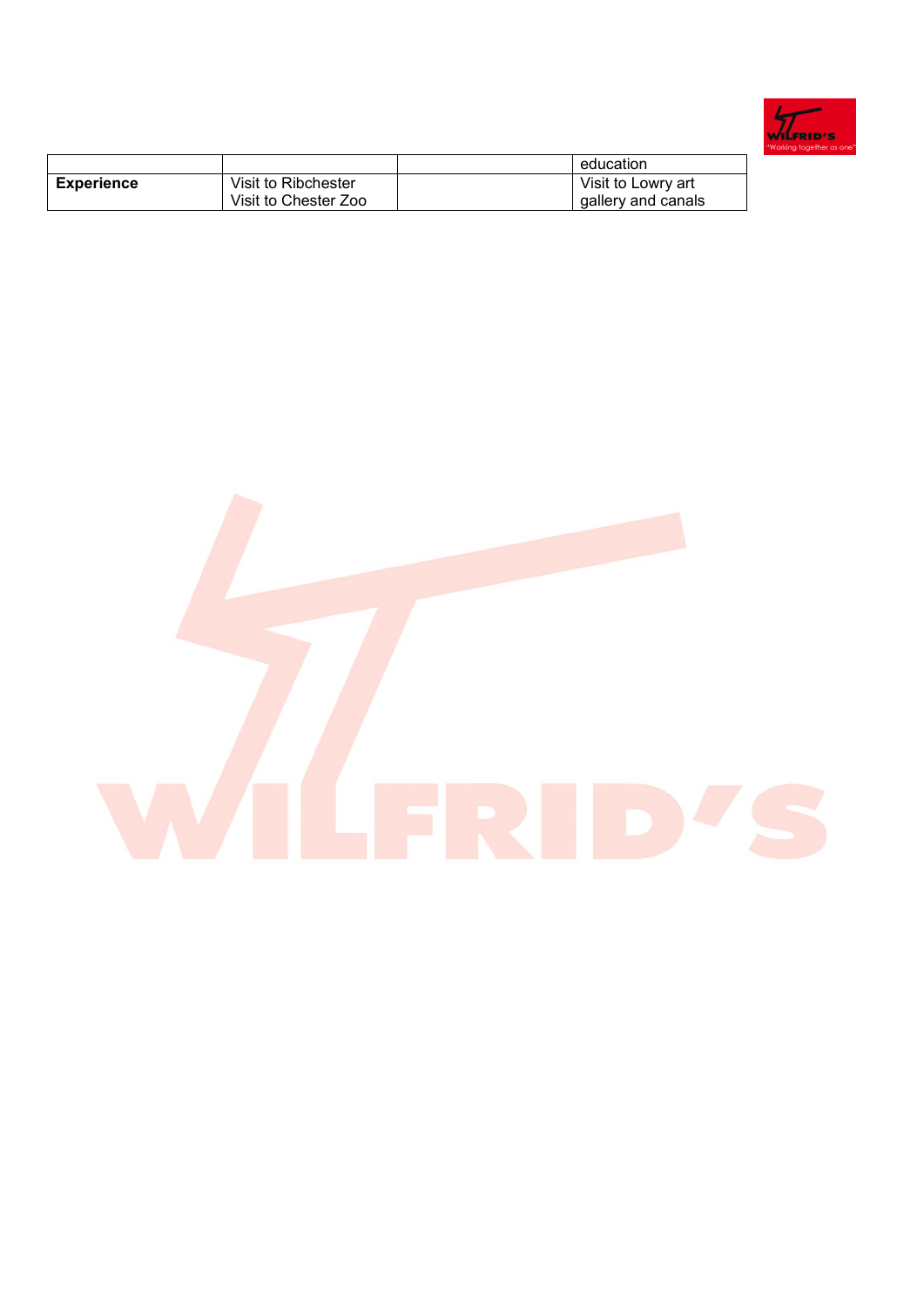| | | | |
|---|---|---|---|
| | | | education |
| **Experience** | Visit to Ribchester<br>Visit to Chester Zoo | | Visit to Lowry art gallery and canals |